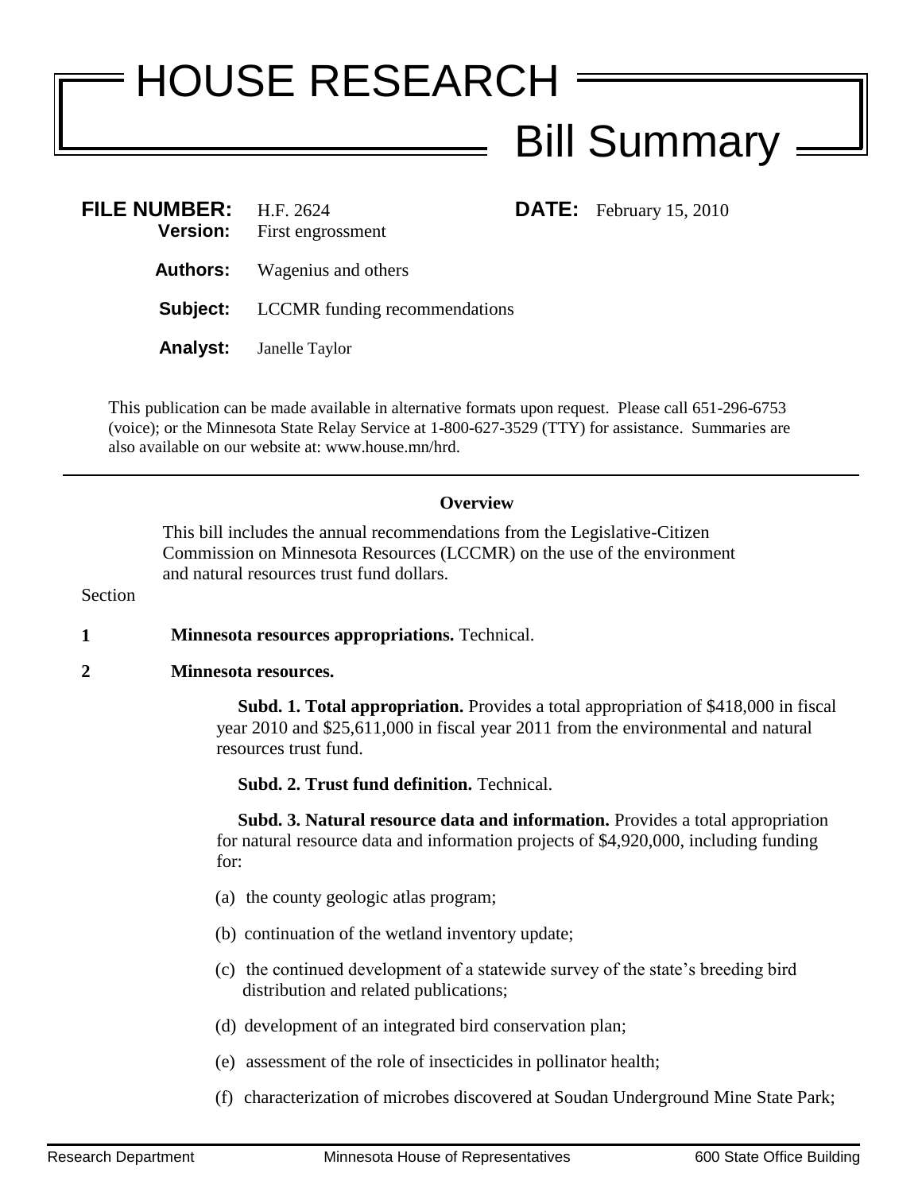# HOUSE RESEARCH

## Bill Summary

**FILE NUMBER:** H.F. 2624 **DATE:** February 15, 2010
**Version:** First engrossment

**Authors:** Wagenius and others

**Subject:** LCCMR funding recommendations

**Analyst:** Janelle Taylor

This publication can be made available in alternative formats upon request. Please call 651-296-6753 (voice); or the Minnesota State Relay Service at 1-800-627-3529 (TTY) for assistance. Summaries are also available on our website at: www.house.mn/hrd.

---

### Overview

This bill includes the annual recommendations from the Legislative-Citizen Commission on Minnesota Resources (LCCMR) on the use of the environment and natural resources trust fund dollars.

Section

**1 Minnesota resources appropriations.** Technical.

**2 Minnesota resources.**

**Subd. 1. Total appropriation.** Provides a total appropriation of $418,000 in fiscal year 2010 and $25,611,000 in fiscal year 2011 from the environmental and natural resources trust fund.

**Subd. 2. Trust fund definition.** Technical.

**Subd. 3. Natural resource data and information.** Provides a total appropriation for natural resource data and information projects of $4,920,000, including funding for:

(a) the county geologic atlas program;

(b) continuation of the wetland inventory update;

(c) the continued development of a statewide survey of the state's breeding bird distribution and related publications;

(d) development of an integrated bird conservation plan;

(e) assessment of the role of insecticides in pollinator health;

(f) characterization of microbes discovered at Soudan Underground Mine State Park;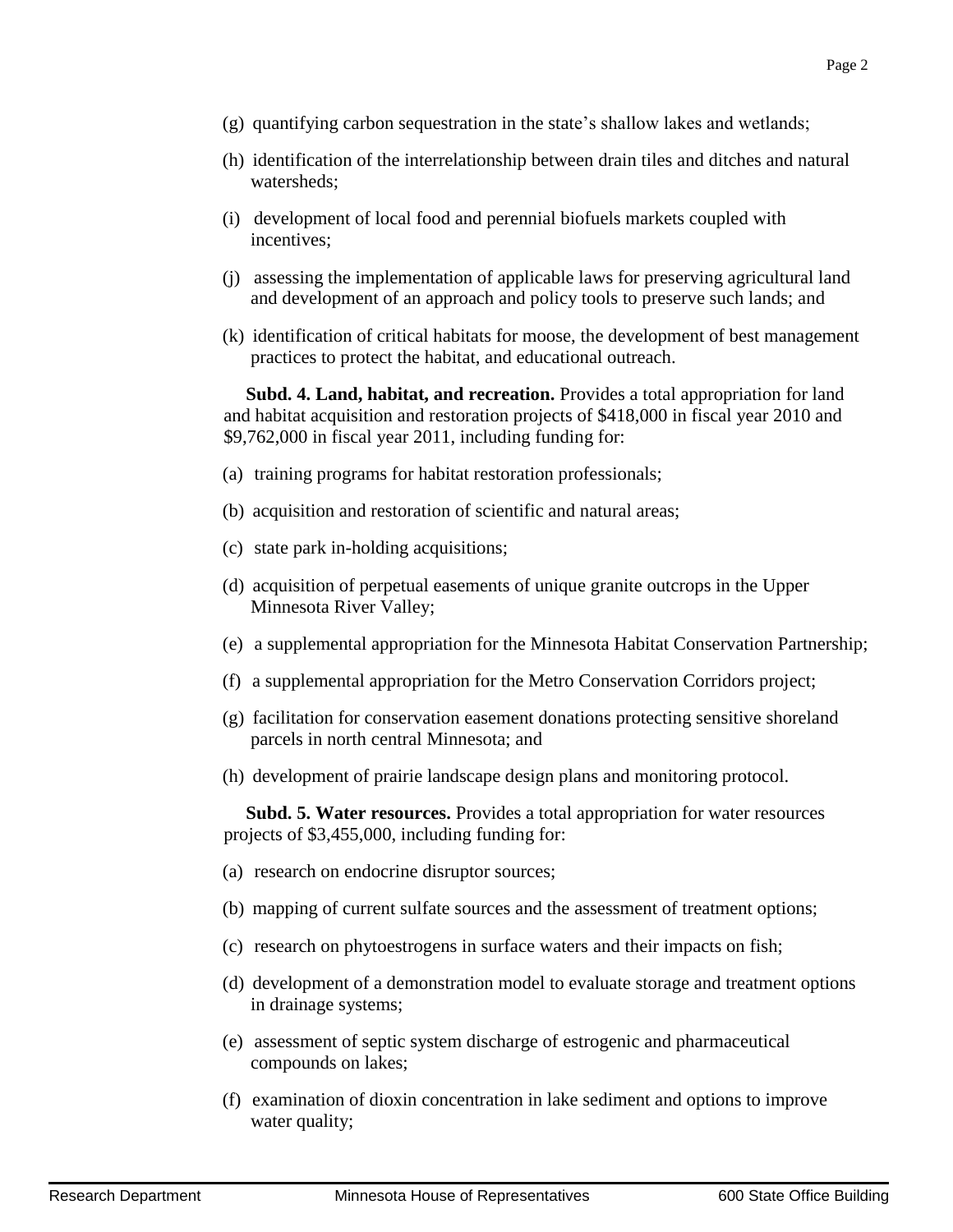(g) quantifying carbon sequestration in the state's shallow lakes and wetlands;

(h) identification of the interrelationship between drain tiles and ditches and natural watersheds;

(i) development of local food and perennial biofuels markets coupled with incentives;

(j) assessing the implementation of applicable laws for preserving agricultural land and development of an approach and policy tools to preserve such lands; and

(k) identification of critical habitats for moose, the development of best management practices to protect the habitat, and educational outreach.

**Subd. 4. Land, habitat, and recreation.** Provides a total appropriation for land and habitat acquisition and restoration projects of $418,000 in fiscal year 2010 and $9,762,000 in fiscal year 2011, including funding for:

(a) training programs for habitat restoration professionals;

(b) acquisition and restoration of scientific and natural areas;

(c) state park in-holding acquisitions;

(d) acquisition of perpetual easements of unique granite outcrops in the Upper Minnesota River Valley;

(e) a supplemental appropriation for the Minnesota Habitat Conservation Partnership;

(f) a supplemental appropriation for the Metro Conservation Corridors project;

(g) facilitation for conservation easement donations protecting sensitive shoreland parcels in north central Minnesota; and

(h) development of prairie landscape design plans and monitoring protocol.

**Subd. 5. Water resources.** Provides a total appropriation for water resources projects of $3,455,000, including funding for:

(a) research on endocrine disruptor sources;

(b) mapping of current sulfate sources and the assessment of treatment options;

(c) research on phytoestrogens in surface waters and their impacts on fish;

(d) development of a demonstration model to evaluate storage and treatment options in drainage systems;

(e) assessment of septic system discharge of estrogenic and pharmaceutical compounds on lakes;

(f) examination of dioxin concentration in lake sediment and options to improve water quality;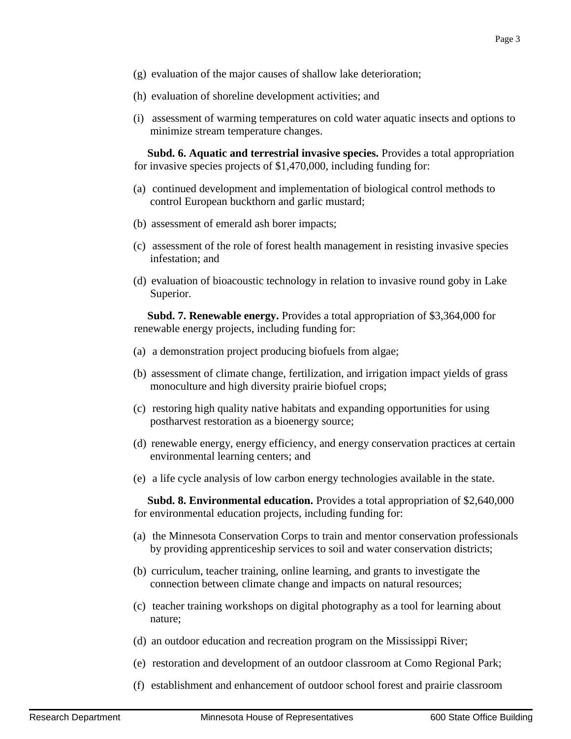(g) evaluation of the major causes of shallow lake deterioration;

(h) evaluation of shoreline development activities; and

(i) assessment of warming temperatures on cold water aquatic insects and options to minimize stream temperature changes.

**Subd. 6. Aquatic and terrestrial invasive species.** Provides a total appropriation for invasive species projects of $1,470,000, including funding for:

(a) continued development and implementation of biological control methods to control European buckthorn and garlic mustard;

(b) assessment of emerald ash borer impacts;

(c) assessment of the role of forest health management in resisting invasive species infestation; and

(d) evaluation of bioacoustic technology in relation to invasive round goby in Lake Superior.

**Subd. 7. Renewable energy.** Provides a total appropriation of $3,364,000 for renewable energy projects, including funding for:

(a) a demonstration project producing biofuels from algae;

(b) assessment of climate change, fertilization, and irrigation impact yields of grass monoculture and high diversity prairie biofuel crops;

(c) restoring high quality native habitats and expanding opportunities for using postharvest restoration as a bioenergy source;

(d) renewable energy, energy efficiency, and energy conservation practices at certain environmental learning centers; and

(e) a life cycle analysis of low carbon energy technologies available in the state.

**Subd. 8. Environmental education.** Provides a total appropriation of $2,640,000 for environmental education projects, including funding for:

(a) the Minnesota Conservation Corps to train and mentor conservation professionals by providing apprenticeship services to soil and water conservation districts;

(b) curriculum, teacher training, online learning, and grants to investigate the connection between climate change and impacts on natural resources;

(c) teacher training workshops on digital photography as a tool for learning about nature;

(d) an outdoor education and recreation program on the Mississippi River;

(e) restoration and development of an outdoor classroom at Como Regional Park;

(f) establishment and enhancement of outdoor school forest and prairie classroom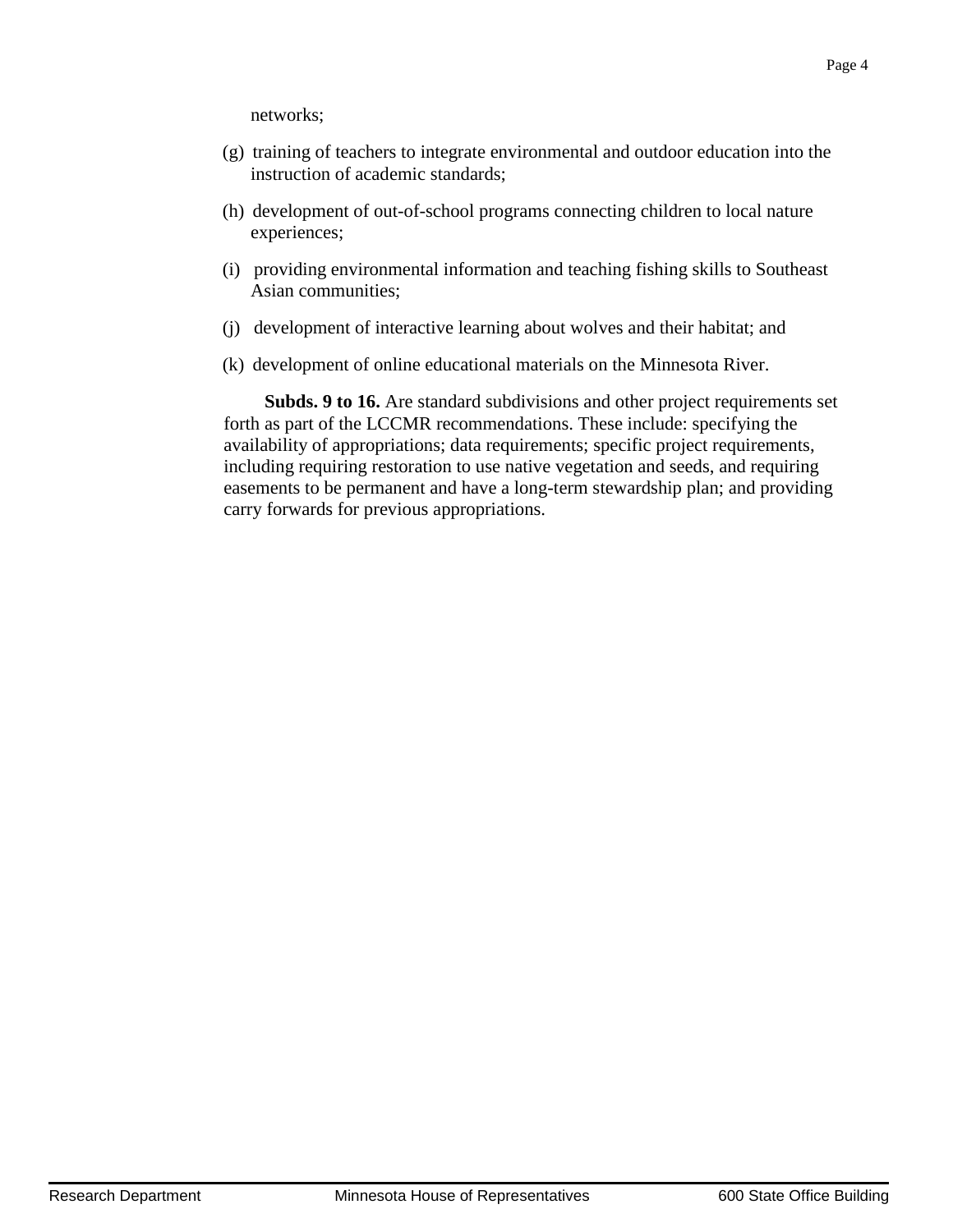networks;

(g) training of teachers to integrate environmental and outdoor education into the instruction of academic standards;

(h) development of out-of-school programs connecting children to local nature experiences;

(i) providing environmental information and teaching fishing skills to Southeast Asian communities;

(j) development of interactive learning about wolves and their habitat; and

(k) development of online educational materials on the Minnesota River.

**Subds. 9 to 16.** Are standard subdivisions and other project requirements set forth as part of the LCCMR recommendations. These include: specifying the availability of appropriations; data requirements; specific project requirements, including requiring restoration to use native vegetation and seeds, and requiring easements to be permanent and have a long-term stewardship plan; and providing carry forwards for previous appropriations.